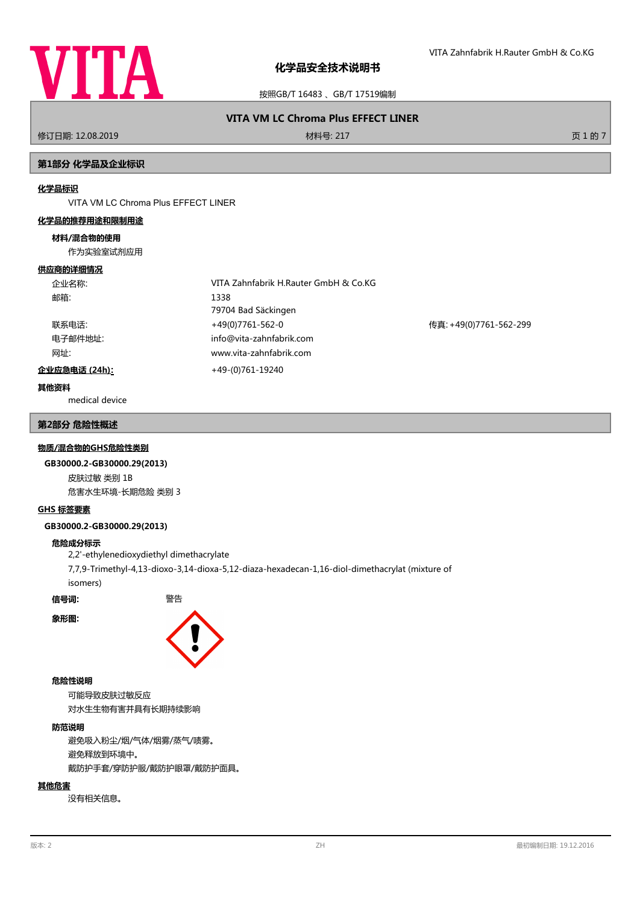# 化学品安全技术说明书

按照GB/T 16483 、GB/T 17519编制

**VITA VM LC Chroma Plus EFFECT LINER**

修订日期: 12.08.2019　　材料号: 217

## 第1部分 化学品及企业标识

### 化学品标识

VITA VM LC Chroma Plus EFFECT LINER

### 化学品的推荐用途和限制用途

**材料/混合物的使用**

作为实验室试剂应用

### 供应商的详细情况

| | | |
|---|---|---|
| 企业名称: | VITA Zahnfabrik H.Rauter GmbH & Co.KG | |
| 邮箱: | 1338<br>79704 Bad Säckingen | |
| 联系电话: | +49(0)7761-562-0 | 传真: +49(0)7761-562-299 |
| 电子邮件地址: | info@vita-zahnfabrik.com | |
| 网址: | www.vita-zahnfabrik.com | |

**企业应急电话 (24h):** +49-(0)761-19240

**其他资料**

medical device

## 第2部分 危险性概述

### 物质/混合物的GHS危险性类别

**GB30000.2-GB30000.29(2013)**

皮肤过敏 类别 1B

危害水生环境-长期危险 类别 3

### GHS 标签要素

**GB30000.2-GB30000.29(2013)**

**危险成分标示**

2,2'-ethylenedioxydiethyl dimethacrylate

7,7,9-Trimethyl-4,13-dioxo-3,14-dioxa-5,12-diaza-hexadecan-1,16-diol-dimethacrylat (mixture of isomers)

**信号词:** 警告

**象形图:**

**危险性说明**

可能导致皮肤过敏反应

对水生生物有害并具有长期持续影响

**防范说明**

避免吸入粉尘/烟/气体/烟雾/蒸气/喷雾。

避免释放到环境中。

戴防护手套/穿防护服/戴防护眼罩/戴防护面具。

### 其他危害

没有相关信息。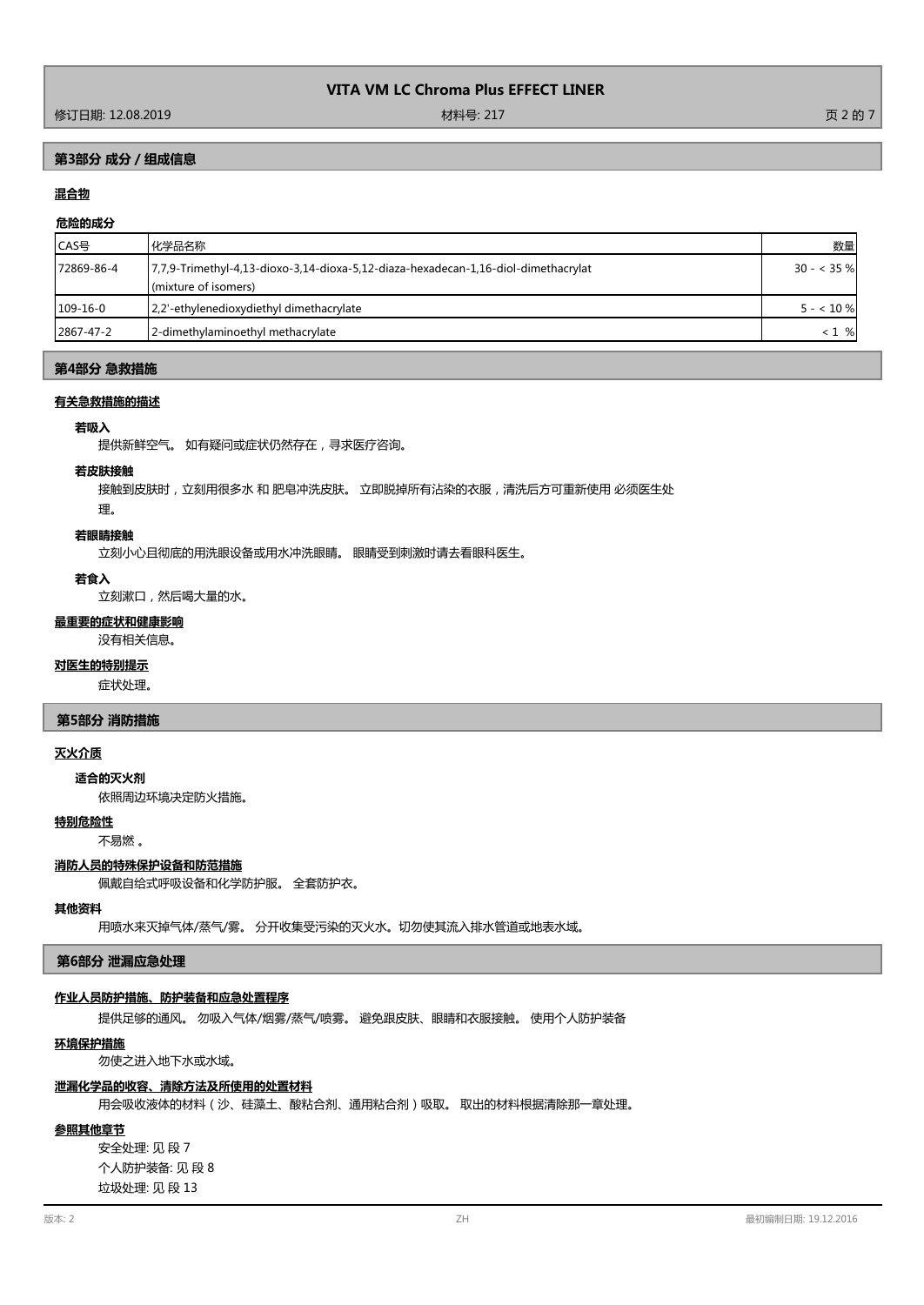## 第3部分 成分 / 组成信息

### 混合物

#### 危险的成分

| CAS号 | 化学品名称 | 数量 |
| --- | --- | --- |
| 72869-86-4 | 7,7,9-Trimethyl-4,13-dioxo-3,14-dioxa-5,12-diaza-hexadecan-1,16-diol-dimethacrylat (mixture of isomers) | 30 - < 35 % |
| 109-16-0 | 2,2'-ethylenedioxydiethyl dimethacrylate | 5 - < 10 % |
| 2867-47-2 | 2-dimethylaminoethyl methacrylate | < 1 % |

## 第4部分 急救措施

### 有关急救措施的描述

**若吸入**

提供新鲜空气。 如有疑问或症状仍然存在，寻求医疗咨询。

**若皮肤接触**

接触到皮肤时，立刻用很多水 和 肥皂冲洗皮肤。 立即脱掉所有沾染的衣服，清洗后方可重新使用 必须医生处理。

**若眼睛接触**

立刻小心且彻底的用洗眼设备或用水冲洗眼睛。 眼睛受到刺激时请去看眼科医生。

**若食入**

立刻漱口，然后喝大量的水。

### 最重要的症状和健康影响

没有相关信息。

### 对医生的特别提示

症状处理。

## 第5部分 消防措施

### 灭火介质

**适合的灭火剂**

依照周边环境决定防火措施。

### 特别危险性

不易燃 。

### 消防人员的特殊保护设备和防范措施

佩戴自给式呼吸设备和化学防护服。 全套防护衣。

### 其他资料

用喷水来灭掉气体/蒸气/雾。 分开收集受污染的灭火水。切勿使其流入排水管道或地表水域。

## 第6部分 泄漏应急处理

### 作业人员防护措施、防护装备和应急处置程序

提供足够的通风。 勿吸入气体/烟雾/蒸气/喷雾。 避免跟皮肤、眼睛和衣服接触。 使用个人防护装备

### 环境保护措施

勿使之进入地下水或水域。

### 泄漏化学品的收容、清除方法及所使用的处置材料

用会吸收液体的材料（沙、硅藻土、酸粘合剂、通用粘合剂）吸取。 取出的材料根据清除那一章处理。

### 参照其他章节

安全处理: 见 段 7
个人防护装备: 见 段 8
垃圾处理: 见 段 13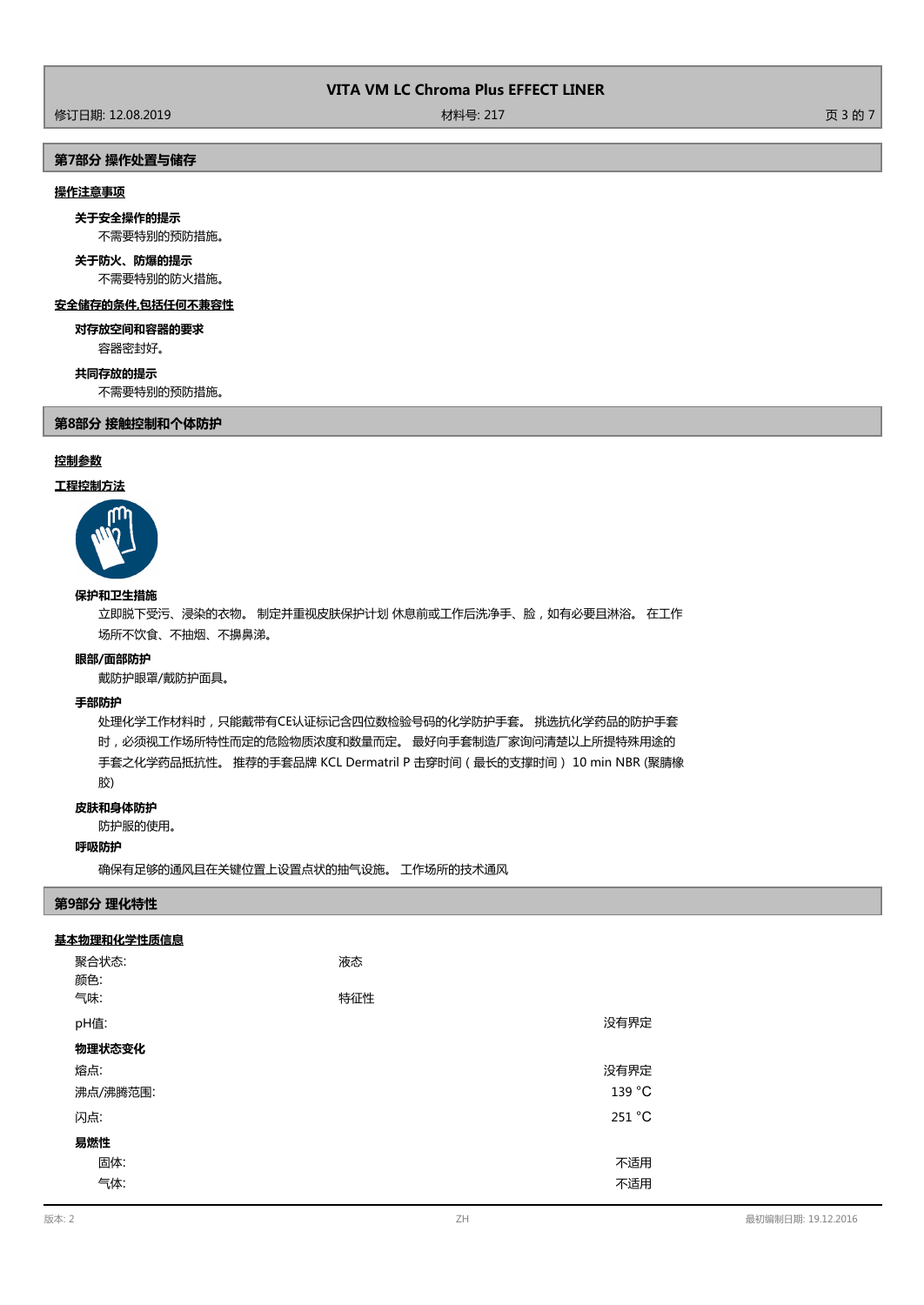## 第7部分 操作处置与储存

### 操作注意事项

**关于安全操作的提示**

不需要特别的预防措施。

**关于防火、防爆的提示**

不需要特别的防火措施。

### 安全储存的条件,包括任何不兼容性

**对存放空间和容器的要求**

容器密封好。

**共同存放的提示**

不需要特别的预防措施。

## 第8部分 接触控制和个体防护

### 控制参数

### 工程控制方法

**保护和卫生措施**

立即脱下受污、浸染的衣物。 制定并重视皮肤保护计划 休息前或工作后洗净手、脸，如有必要且淋浴。 在工作场所不饮食、不抽烟、不擤鼻涕。

**眼部/面部防护**

戴防护眼罩/戴防护面具。

**手部防护**

处理化学工作材料时，只能戴带有CE认证标记含四位数检验号码的化学防护手套。 挑选抗化学药品的防护手套时，必须视工作场所特性而定的危险物质浓度和数量而定。 最好向手套制造厂家询问清楚以上所提特殊用途的手套之化学药品抵抗性。 推荐的手套品牌 KCL Dermatril P 击穿时间（最长的支撑时间） 10 min NBR (聚腈橡胶)

**皮肤和身体防护**

防护服的使用。

**呼吸防护**

确保有足够的通风且在关键位置上设置点状的抽气设施。 工作场所的技术通风

## 第9部分 理化特性

### 基本物理和化学性质信息

| | | |
|---|---|---|
| 聚合状态: | 液态 | |
| 颜色: | | |
| 气味: | 特征性 | |
| pH值: | | 没有界定 |
| **物理状态变化** | | |
| 熔点: | | 没有界定 |
| 沸点/沸腾范围: | | 139 °C |
| 闪点: | | 251 °C |
| **易燃性** | | |
| 固体: | | 不适用 |
| 气体: | | 不适用 |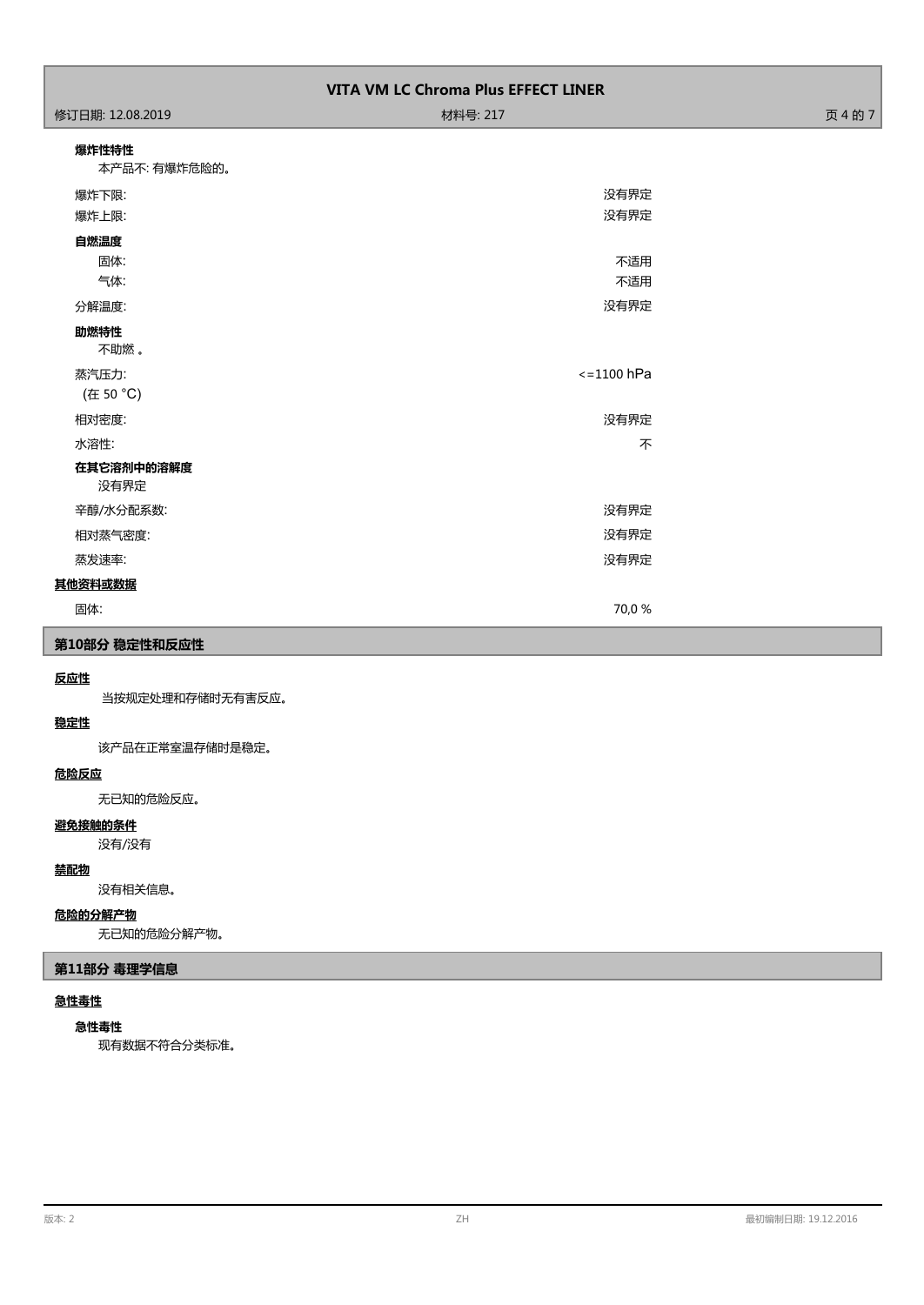**爆炸性特性**

本产品不: 有爆炸危险的。

| | |
|---|---|
| 爆炸下限: | 没有界定 |
| 爆炸上限: | 没有界定 |

**自燃温度**

| | |
|---|---|
| 固体: | 不适用 |
| 气体: | 不适用 |
| 分解温度: | 没有界定 |

**助燃特性**

不助燃 。

| | |
|---|---|
| 蒸汽压力: (在 50 °C) | <=1100 hPa |
| 相对密度: | 没有界定 |
| 水溶性: | 不 |

**在其它溶剂中的溶解度**

没有界定

| | |
|---|---|
| 辛醇/水分配系数: | 没有界定 |
| 相对蒸气密度: | 没有界定 |
| 蒸发速率: | 没有界定 |

**其他资料或数据**

| | |
|---|---|
| 固体: | 70,0 % |

## 第10部分 稳定性和反应性

**反应性**

当按规定处理和存储时无有害反应。

**稳定性**

该产品在正常室温存储时是稳定。

**危险反应**

无已知的危险反应。

**避免接触的条件**

没有/没有

**禁配物**

没有相关信息。

**危险的分解产物**

无已知的危险分解产物。

## 第11部分 毒理学信息

**急性毒性**

**急性毒性**

现有数据不符合分类标准。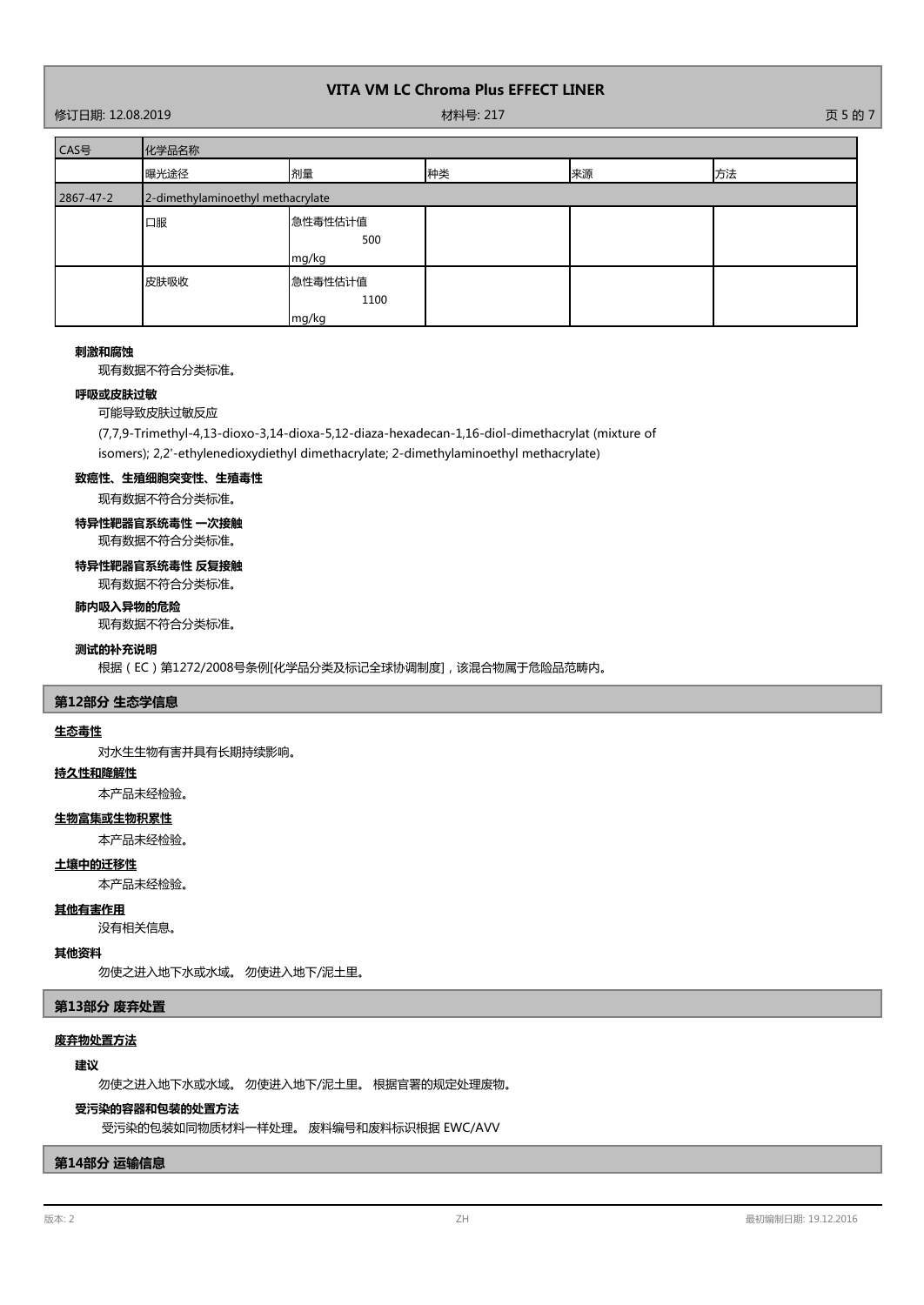| CAS号 | 化学品名称 | | | | |
|---|---|---|---|---|---|
| | 曝光途径 | 剂量 | 种类 | 来源 | 方法 |
| 2867-47-2 | 2-dimethylaminoethyl methacrylate | | | | |
| | 口服 | 急性毒性估计值 500 mg/kg | | | |
| | 皮肤吸收 | 急性毒性估计值 1100 mg/kg | | | |

**刺激和腐蚀**

现有数据不符合分类标准。

**呼吸或皮肤过敏**

可能导致皮肤过敏反应

(7,7,9-Trimethyl-4,13-dioxo-3,14-dioxa-5,12-diaza-hexadecan-1,16-diol-dimethacrylat (mixture of isomers); 2,2'-ethylenedioxydiethyl dimethacrylate; 2-dimethylaminoethyl methacrylate)

**致癌性、生殖细胞突变性、生殖毒性**

现有数据不符合分类标准。

**特异性靶器官系统毒性 一次接触**

现有数据不符合分类标准。

**特异性靶器官系统毒性 反复接触**

现有数据不符合分类标准。

**肺内吸入异物的危险**

现有数据不符合分类标准。

**测试的补充说明**

根据（EC）第1272/2008号条例[化学品分类及标记全球协调制度]，该混合物属于危险品范畴内。

## 第12部分 生态学信息

**生态毒性**

对水生生物有害并具有长期持续影响。

**持久性和降解性**

本产品未经检验。

**生物富集或生物积累性**

本产品未经检验。

**土壤中的迁移性**

本产品未经检验。

**其他有害作用**

没有相关信息。

**其他资料**

勿使之进入地下水或水域。 勿使进入地下/泥土里。

## 第13部分 废弃处置

**废弃物处置方法**

**建议**

勿使之进入地下水或水域。 勿使进入地下/泥土里。 根据官署的规定处理废物。

**受污染的容器和包装的处置方法**

受污染的包装如同物质材料一样处理。 废料编号和废料标识根据 EWC/AVV

## 第14部分 运输信息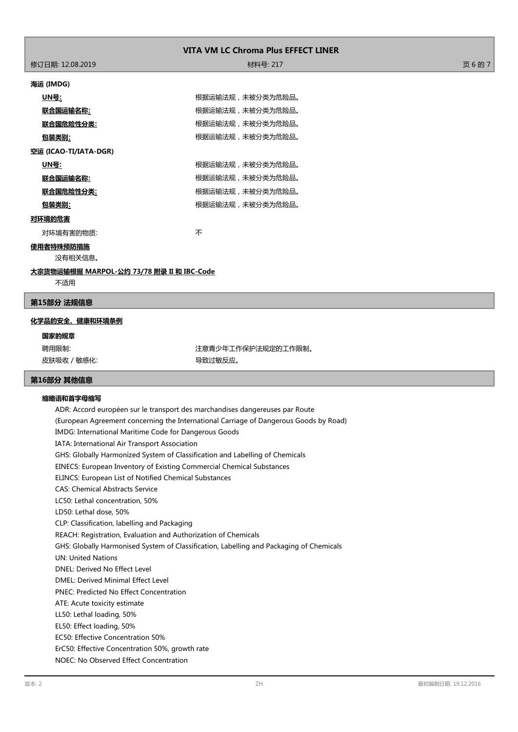**海运 (IMDG)**

| | |
|---|---|
| **UN号:** | 根据运输法规，未被分类为危险品。 |
| **联合国运输名称:** | 根据运输法规，未被分类为危险品。 |
| **联合国危险性分类:** | 根据运输法规，未被分类为危险品。 |
| **包装类别:** | 根据运输法规，未被分类为危险品。 |

**空运 (ICAO-TI/IATA-DGR)**

| | |
|---|---|
| **UN号:** | 根据运输法规，未被分类为危险品。 |
| **联合国运输名称:** | 根据运输法规，未被分类为危险品。 |
| **联合国危险性分类:** | 根据运输法规，未被分类为危险品。 |
| **包装类别:** | 根据运输法规，未被分类为危险品。 |

**对环境的危害**

对环境有害的物质: 不

**使用者特殊预防措施**

没有相关信息。

**大宗货物运输根据 MARPOL-公约 73/78 附录 II 和 IBC-Code**

不适用

## 第15部分 法规信息

**化学品的安全、健康和环境条例**

**国家的规章**

| | |
|---|---|
| 聘用限制: | 注意青少年工作保护法规定的工作限制。 |
| 皮肤吸收 / 敏感化: | 导致过敏反应。 |

## 第16部分 其他信息

**缩略语和首字母缩写**

ADR: Accord européen sur le transport des marchandises dangereuses par Route
(European Agreement concerning the International Carriage of Dangerous Goods by Road)
IMDG: International Maritime Code for Dangerous Goods
IATA: International Air Transport Association
GHS: Globally Harmonized System of Classification and Labelling of Chemicals
EINECS: European Inventory of Existing Commercial Chemical Substances
ELINCS: European List of Notified Chemical Substances
CAS: Chemical Abstracts Service
LC50: Lethal concentration, 50%
LD50: Lethal dose, 50%
CLP: Classification, labelling and Packaging
REACH: Registration, Evaluation and Authorization of Chemicals
GHS: Globally Harmonised System of Classification, Labelling and Packaging of Chemicals
UN: United Nations
DNEL: Derived No Effect Level
DMEL: Derived Minimal Effect Level
PNEC: Predicted No Effect Concentration
ATE: Acute toxicity estimate
LL50: Lethal loading, 50%
EL50: Effect loading, 50%
EC50: Effective Concentration 50%
ErC50: Effective Concentration 50%, growth rate
NOEC: No Observed Effect Concentration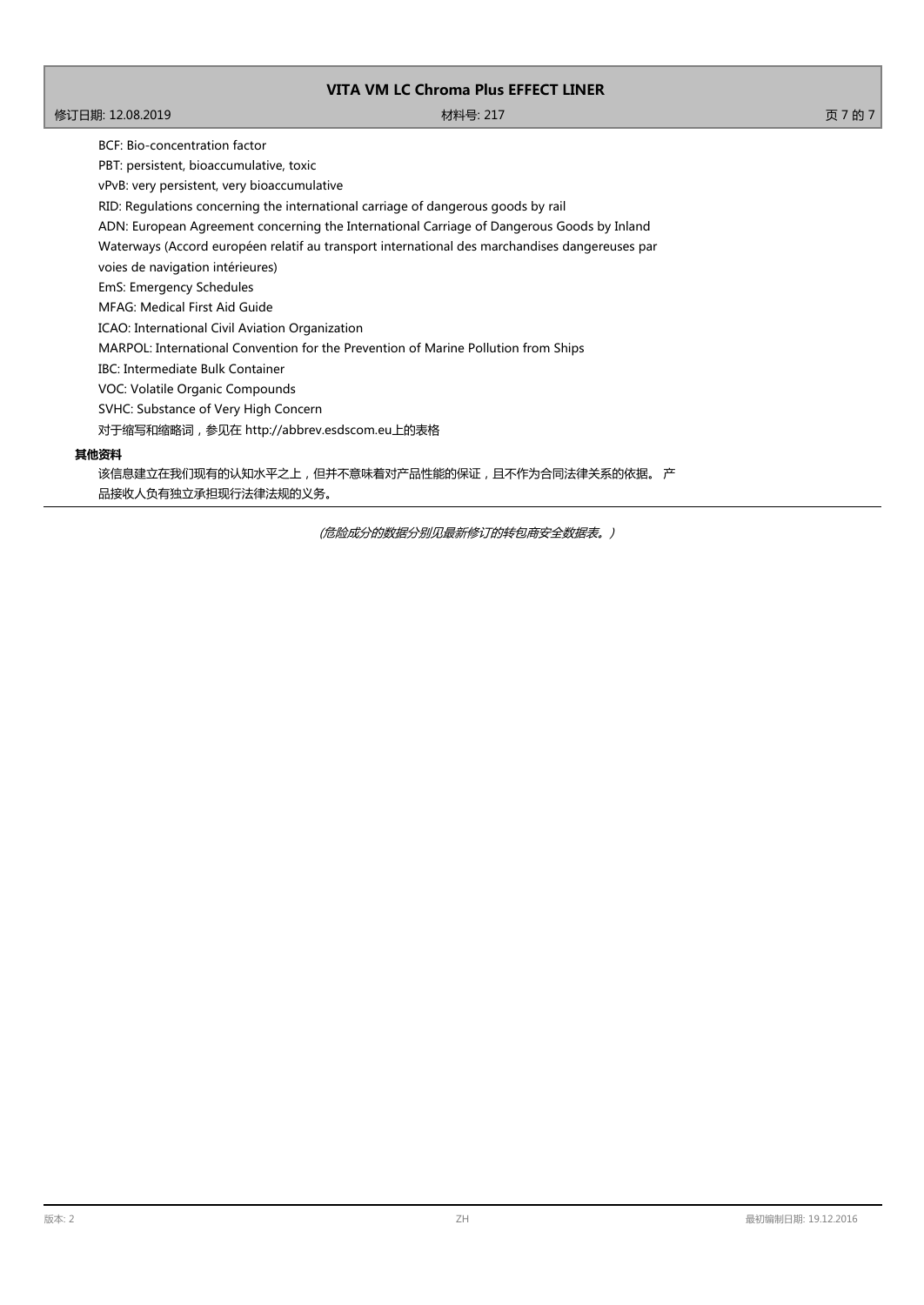BCF: Bio-concentration factor

PBT: persistent, bioaccumulative, toxic

vPvB: very persistent, very bioaccumulative

RID: Regulations concerning the international carriage of dangerous goods by rail

ADN: European Agreement concerning the International Carriage of Dangerous Goods by Inland Waterways (Accord européen relatif au transport international des marchandises dangereuses par voies de navigation intérieures)

EmS: Emergency Schedules

MFAG: Medical First Aid Guide

ICAO: International Civil Aviation Organization

MARPOL: International Convention for the Prevention of Marine Pollution from Ships

IBC: Intermediate Bulk Container

VOC: Volatile Organic Compounds

SVHC: Substance of Very High Concern

对于缩写和缩略词，参见在 http://abbrev.esdscom.eu上的表格

**其他资料**

该信息建立在我们现有的认知水平之上，但并不意味着对产品性能的保证，且不作为合同法律关系的依据。 产品接收人负有独立承担现行法律法规的义务。

*(危险成分的数据分别见最新修订的转包商安全数据表。)*